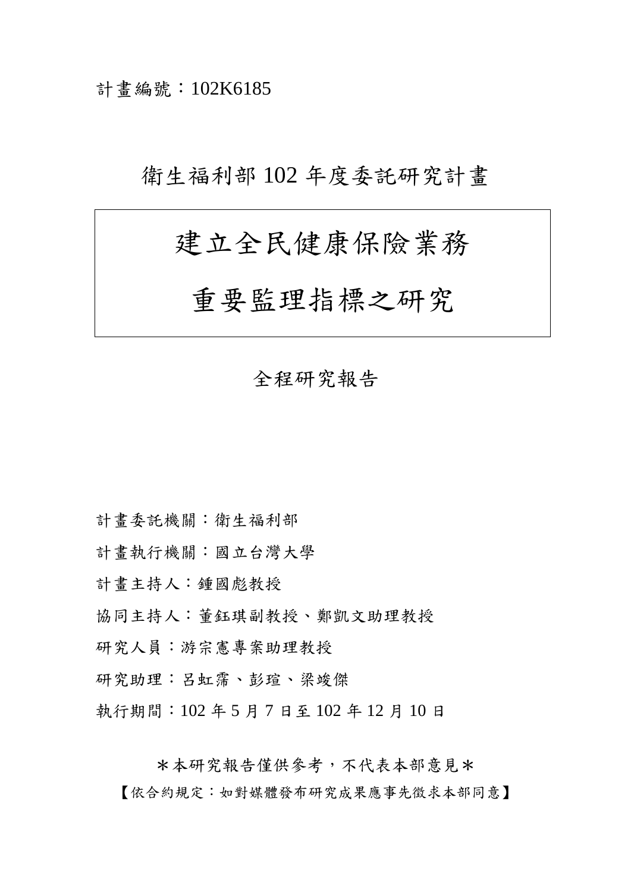計畫編號：102K6185

衛生福利部 102 年度委託研究計畫

# 建立全民健康保險業務重要監理指標之研究

全程研究報告

計畫委託機關：衛生福利部

計畫執行機關：國立台灣大學

計畫主持人：鍾國彪教授

協同主持人：董鈺琪副教授、鄭凱文助理教授

研究人員：游宗憲專案助理教授

研究助理：呂虹霈、彭瑄、梁竣傑

執行期間：102 年 5 月 7 日至 102 年 12 月 10 日

＊本研究報告僅供參考，不代表本部意見＊

【依合約規定：如對媒體發布研究成果應事先徵求本部同意】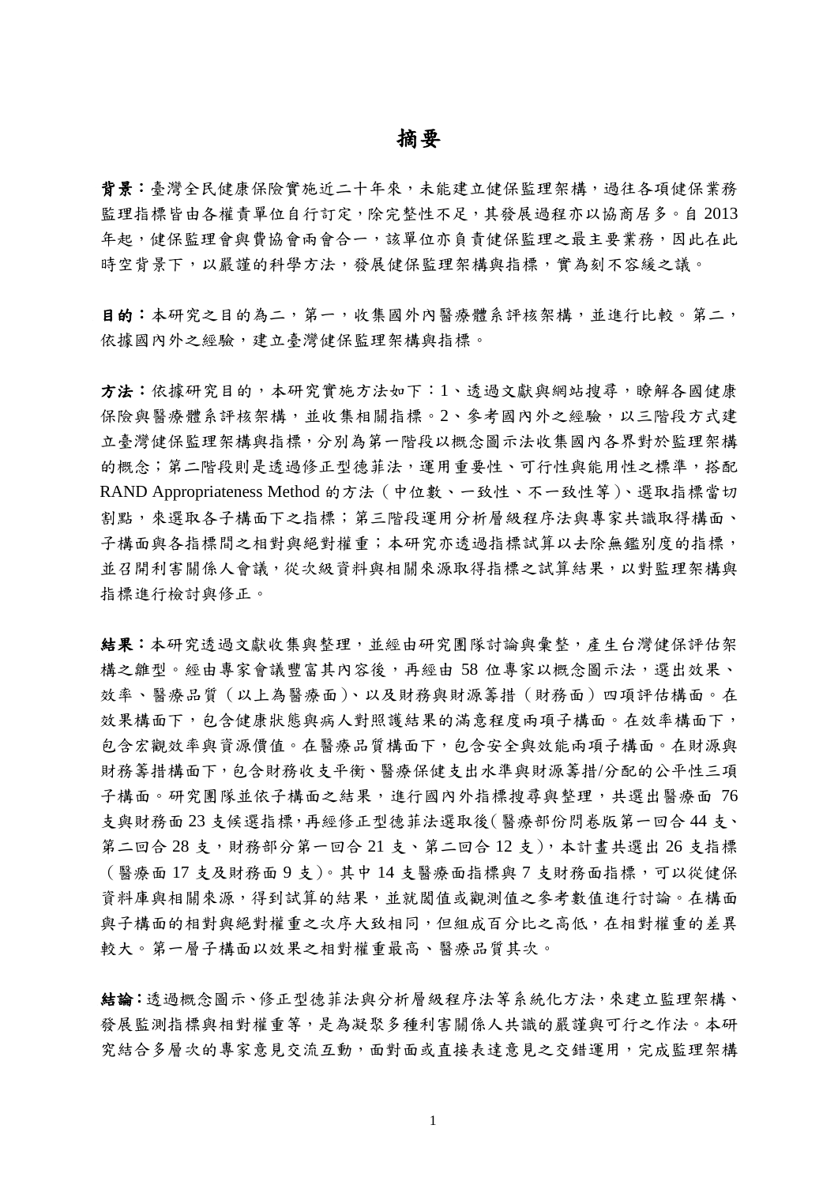# 摘要

**背景**：臺灣全民健康保險實施近二十年來，未能建立健保監理架構，過往各項健保業務監理指標皆由各權責單位自行訂定，除完整性不足，其發展過程亦以協商居多。自 2013 年起，健保監理會與費協會兩會合一，該單位亦負責健保監理之最主要業務，因此在此時空背景下，以嚴謹的科學方法，發展健保監理架構與指標，實為刻不容緩之議。

**目的**：本研究之目的為二，第一，收集國外內醫療體系評核架構，並進行比較。第二，依據國內外之經驗，建立臺灣健保監理架構與指標。

**方法**：依據研究目的，本研究實施方法如下：1、透過文獻與網站搜尋，瞭解各國健康保險與醫療體系評核架構，並收集相關指標。2、參考國內外之經驗，以三階段方式建立臺灣健保監理架構與指標，分別為第一階段以概念圖示法收集國內各界對於監理架構的概念；第二階段則是透過修正型德菲法，運用重要性、可行性與能用性之標準，搭配 RAND Appropriateness Method 的方法（中位數、一致性、不一致性等）、選取指標當切割點，來選取各子構面下之指標；第三階段運用分析層級程序法與專家共識取得構面、子構面與各指標間之相對與絕對權重；本研究亦透過指標試算以去除無鑑別度的指標，並召開利害關係人會議，從次級資料與相關來源取得指標之試算結果，以對監理架構與指標進行檢討與修正。

**結果**：本研究透過文獻收集與整理，並經由研究團隊討論與彙整，產生台灣健保評估架構之雛型。經由專家會議豐富其內容後，再經由 58 位專家以概念圖示法，選出效果、效率、醫療品質（以上為醫療面）、以及財務與財源籌措（財務面）四項評估構面。在效果構面下，包含健康狀態與病人對照護結果的滿意程度兩項子構面。在效率構面下，包含宏觀效率與資源價值。在醫療品質構面下，包含安全與效能兩項子構面。在財源與財務籌措構面下，包含財務收支平衡、醫療保健支出水準與財源籌措/分配的公平性三項子構面。研究團隊並依子構面之結果，進行國內外指標搜尋與整理，共選出醫療面 76 支與財務面 23 支候選指標，再經修正型德菲法選取後（醫療部份問卷版第一回合 44 支、第二回合 28 支，財務部分第一回合 21 支、第二回合 12 支），本計畫共選出 26 支指標（醫療面 17 支及財務面 9 支）。其中 14 支醫療面指標與 7 支財務面指標，可以從健保資料庫與相關來源，得到試算的結果，並就閾值或觀測值之參考數值進行討論。在構面與子構面的相對與絕對權重之次序大致相同，但組成百分比之高低，在相對權重的差異較大。第一層子構面以效果之相對權重最高、醫療品質其次。

**結論**：透過概念圖示、修正型德菲法與分析層級程序法等系統化方法，來建立監理架構、發展監測指標與相對權重等，是為凝聚多種利害關係人共識的嚴謹與可行之作法。本研究結合多層次的專家意見交流互動，面對面或直接表達意見之交錯運用，完成監理架構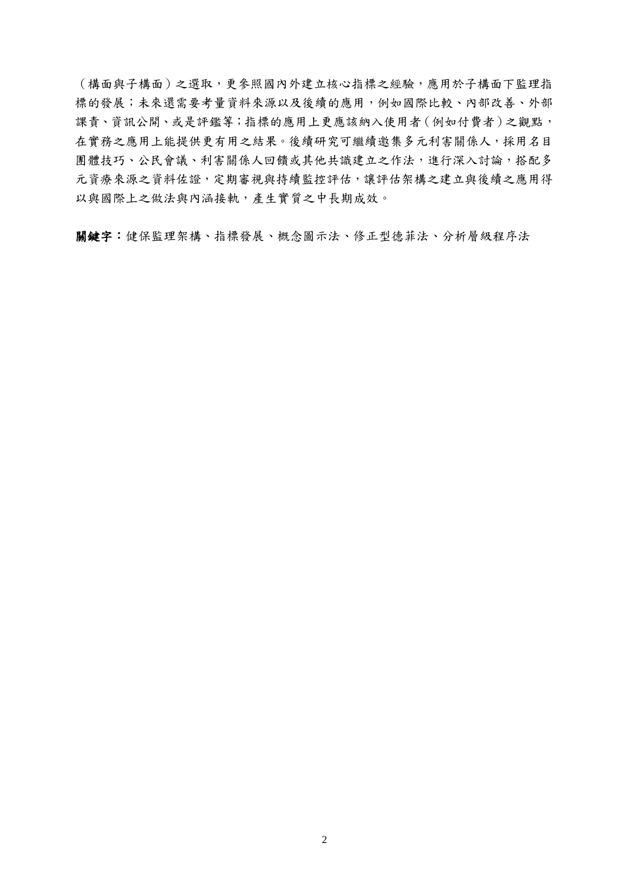（構面與子構面）之選取，更參照國內外建立核心指標之經驗，應用於子構面下監理指標的發展；未來還需要考量資料來源以及後續的應用，例如國際比較、內部改善、外部課責、資訊公開、或是評鑑等；指標的應用上更應該納入使用者（例如付費者）之觀點，在實務之應用上能提供更有用之結果。後續研究可繼續邀集多元利害關係人，採用名目團體技巧、公民會議、利害關係人回饋或其他共識建立之作法，進行深入討論，搭配多元資療來源之資料佐證，定期審視與持續監控評估，讓評估架構之建立與後續之應用得以與國際上之做法與內涵接軌，產生實質之中長期成效。

**關鍵字：**健保監理架構、指標發展、概念圖示法、修正型德菲法、分析層級程序法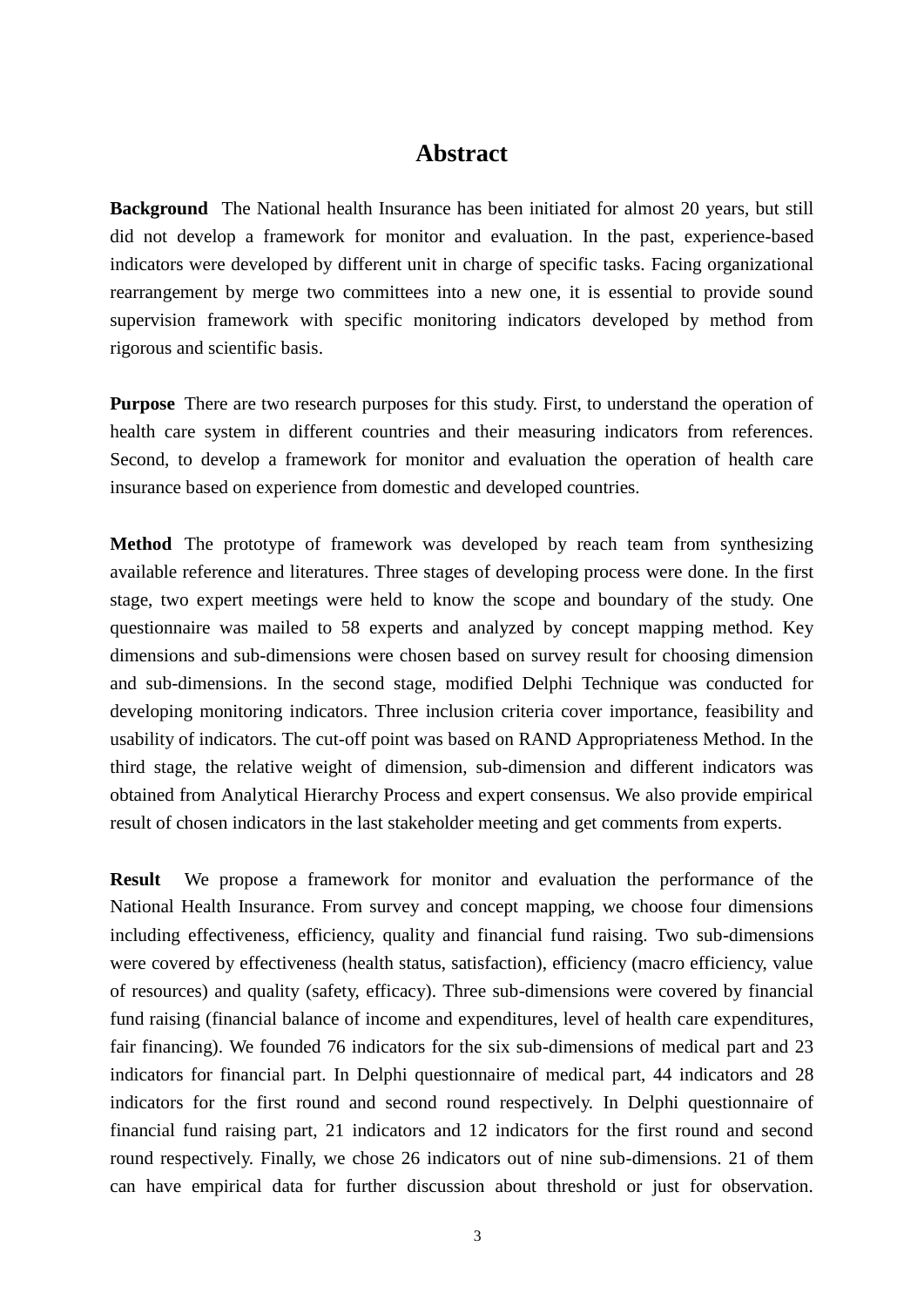# Abstract

**Background** The National health Insurance has been initiated for almost 20 years, but still did not develop a framework for monitor and evaluation. In the past, experience-based indicators were developed by different unit in charge of specific tasks. Facing organizational rearrangement by merge two committees into a new one, it is essential to provide sound supervision framework with specific monitoring indicators developed by method from rigorous and scientific basis.

**Purpose** There are two research purposes for this study. First, to understand the operation of health care system in different countries and their measuring indicators from references. Second, to develop a framework for monitor and evaluation the operation of health care insurance based on experience from domestic and developed countries.

**Method** The prototype of framework was developed by reach team from synthesizing available reference and literatures. Three stages of developing process were done. In the first stage, two expert meetings were held to know the scope and boundary of the study. One questionnaire was mailed to 58 experts and analyzed by concept mapping method. Key dimensions and sub-dimensions were chosen based on survey result for choosing dimension and sub-dimensions. In the second stage, modified Delphi Technique was conducted for developing monitoring indicators. Three inclusion criteria cover importance, feasibility and usability of indicators. The cut-off point was based on RAND Appropriateness Method. In the third stage, the relative weight of dimension, sub-dimension and different indicators was obtained from Analytical Hierarchy Process and expert consensus. We also provide empirical result of chosen indicators in the last stakeholder meeting and get comments from experts.

**Result** We propose a framework for monitor and evaluation the performance of the National Health Insurance. From survey and concept mapping, we choose four dimensions including effectiveness, efficiency, quality and financial fund raising. Two sub-dimensions were covered by effectiveness (health status, satisfaction), efficiency (macro efficiency, value of resources) and quality (safety, efficacy). Three sub-dimensions were covered by financial fund raising (financial balance of income and expenditures, level of health care expenditures, fair financing). We founded 76 indicators for the six sub-dimensions of medical part and 23 indicators for financial part. In Delphi questionnaire of medical part, 44 indicators and 28 indicators for the first round and second round respectively. In Delphi questionnaire of financial fund raising part, 21 indicators and 12 indicators for the first round and second round respectively. Finally, we chose 26 indicators out of nine sub-dimensions. 21 of them can have empirical data for further discussion about threshold or just for observation.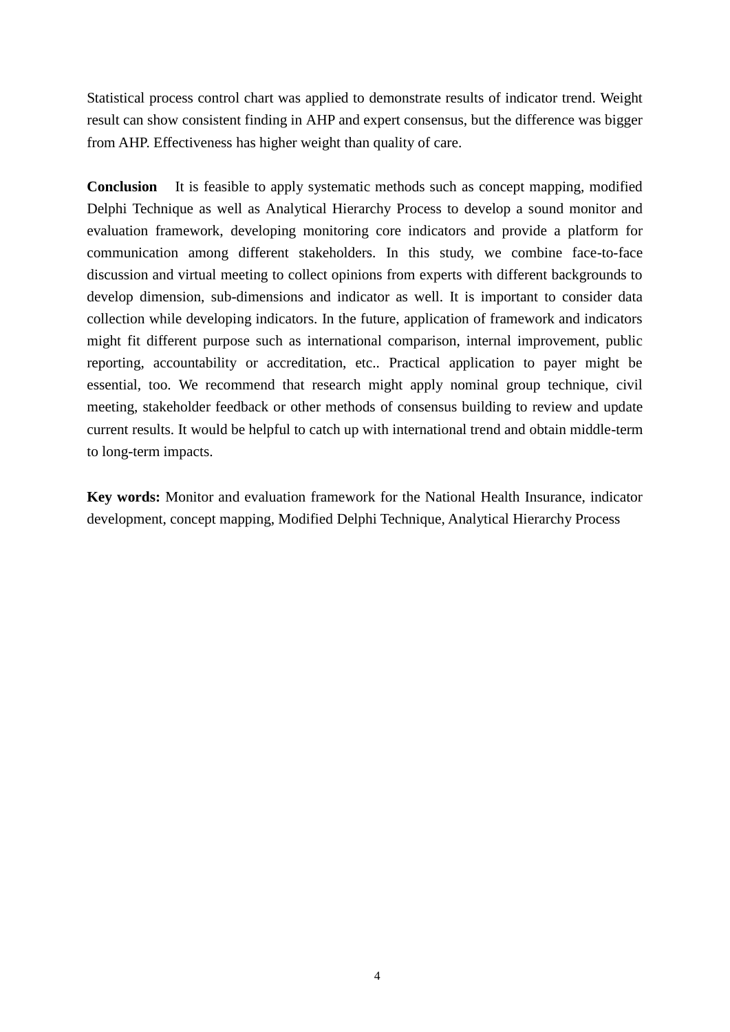Statistical process control chart was applied to demonstrate results of indicator trend. Weight result can show consistent finding in AHP and expert consensus, but the difference was bigger from AHP. Effectiveness has higher weight than quality of care.

**Conclusion** It is feasible to apply systematic methods such as concept mapping, modified Delphi Technique as well as Analytical Hierarchy Process to develop a sound monitor and evaluation framework, developing monitoring core indicators and provide a platform for communication among different stakeholders. In this study, we combine face-to-face discussion and virtual meeting to collect opinions from experts with different backgrounds to develop dimension, sub-dimensions and indicator as well. It is important to consider data collection while developing indicators. In the future, application of framework and indicators might fit different purpose such as international comparison, internal improvement, public reporting, accountability or accreditation, etc.. Practical application to payer might be essential, too. We recommend that research might apply nominal group technique, civil meeting, stakeholder feedback or other methods of consensus building to review and update current results. It would be helpful to catch up with international trend and obtain middle-term to long-term impacts.

**Key words:** Monitor and evaluation framework for the National Health Insurance, indicator development, concept mapping, Modified Delphi Technique, Analytical Hierarchy Process